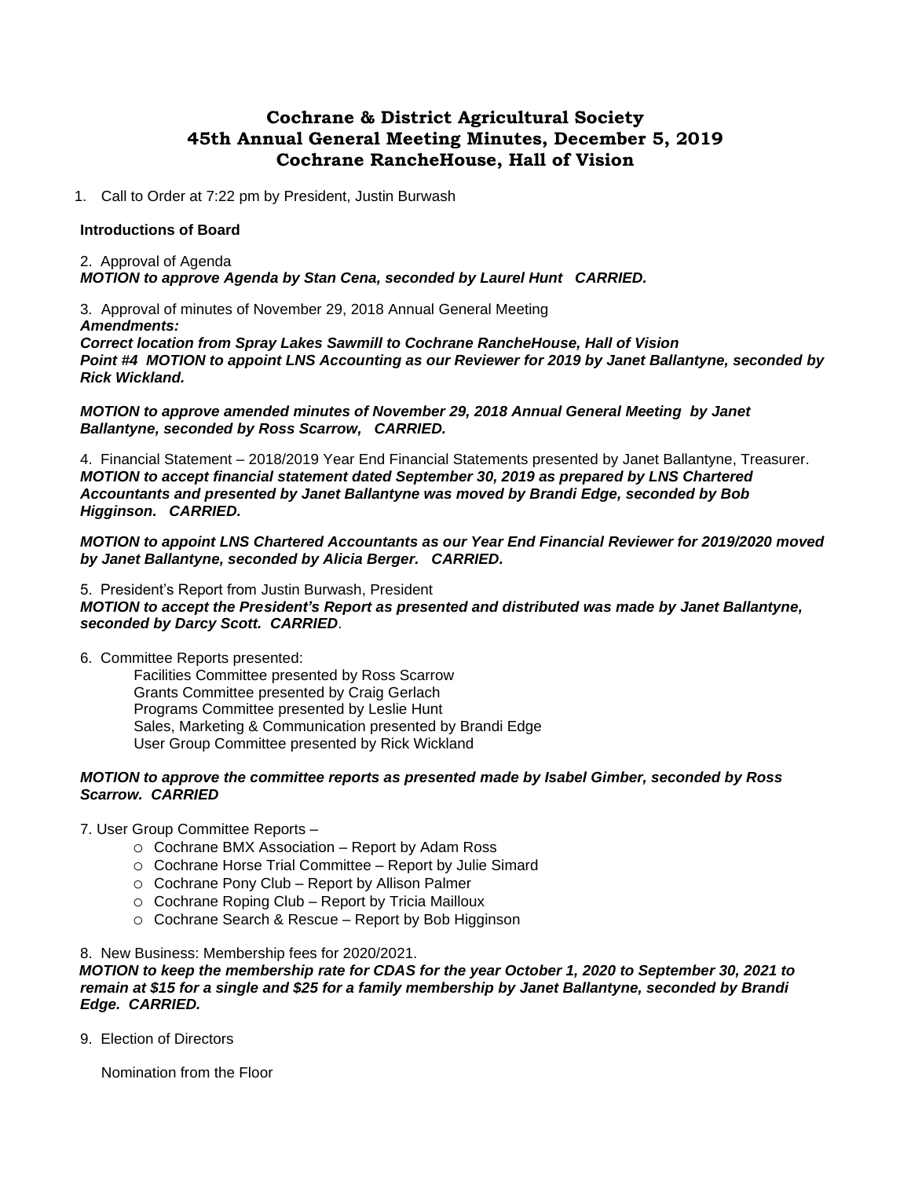# Cochrane & District Agricultural Society
# 45th Annual General Meeting Minutes, December 5, 2019
# Cochrane RancheHouse, Hall of Vision

1. Call to Order at 7:22 pm by President, Justin Burwash

**Introductions of Board**

2. Approval of Agenda

***MOTION to approve Agenda by Stan Cena, seconded by Laurel Hunt CARRIED.***

3. Approval of minutes of November 29, 2018 Annual General Meeting

***Amendments:***

***Correct location from Spray Lakes Sawmill to Cochrane RancheHouse, Hall of Vision***

***Point #4 MOTION to appoint LNS Accounting as our Reviewer for 2019 by Janet Ballantyne, seconded by Rick Wickland.***

***MOTION to approve amended minutes of November 29, 2018 Annual General Meeting by Janet Ballantyne, seconded by Ross Scarrow, CARRIED.***

4. Financial Statement – 2018/2019 Year End Financial Statements presented by Janet Ballantyne, Treasurer.

***MOTION to accept financial statement dated September 30, 2019 as prepared by LNS Chartered Accountants and presented by Janet Ballantyne was moved by Brandi Edge, seconded by Bob Higginson. CARRIED.***

***MOTION to appoint LNS Chartered Accountants as our Year End Financial Reviewer for 2019/2020 moved by Janet Ballantyne, seconded by Alicia Berger. CARRIED.***

5. President's Report from Justin Burwash, President

***MOTION to accept the President's Report as presented and distributed was made by Janet Ballantyne, seconded by Darcy Scott. CARRIED***.

6. Committee Reports presented:

Facilities Committee presented by Ross Scarrow
Grants Committee presented by Craig Gerlach
Programs Committee presented by Leslie Hunt
Sales, Marketing & Communication presented by Brandi Edge
User Group Committee presented by Rick Wickland

***MOTION to approve the committee reports as presented made by Isabel Gimber, seconded by Ross Scarrow. CARRIED***

7. User Group Committee Reports –

- Cochrane BMX Association – Report by Adam Ross
- Cochrane Horse Trial Committee – Report by Julie Simard
- Cochrane Pony Club – Report by Allison Palmer
- Cochrane Roping Club – Report by Tricia Mailloux
- Cochrane Search & Rescue – Report by Bob Higginson

8. New Business: Membership fees for 2020/2021.

***MOTION to keep the membership rate for CDAS for the year October 1, 2020 to September 30, 2021 to remain at $15 for a single and $25 for a family membership by Janet Ballantyne, seconded by Brandi Edge. CARRIED.***

9. Election of Directors

Nomination from the Floor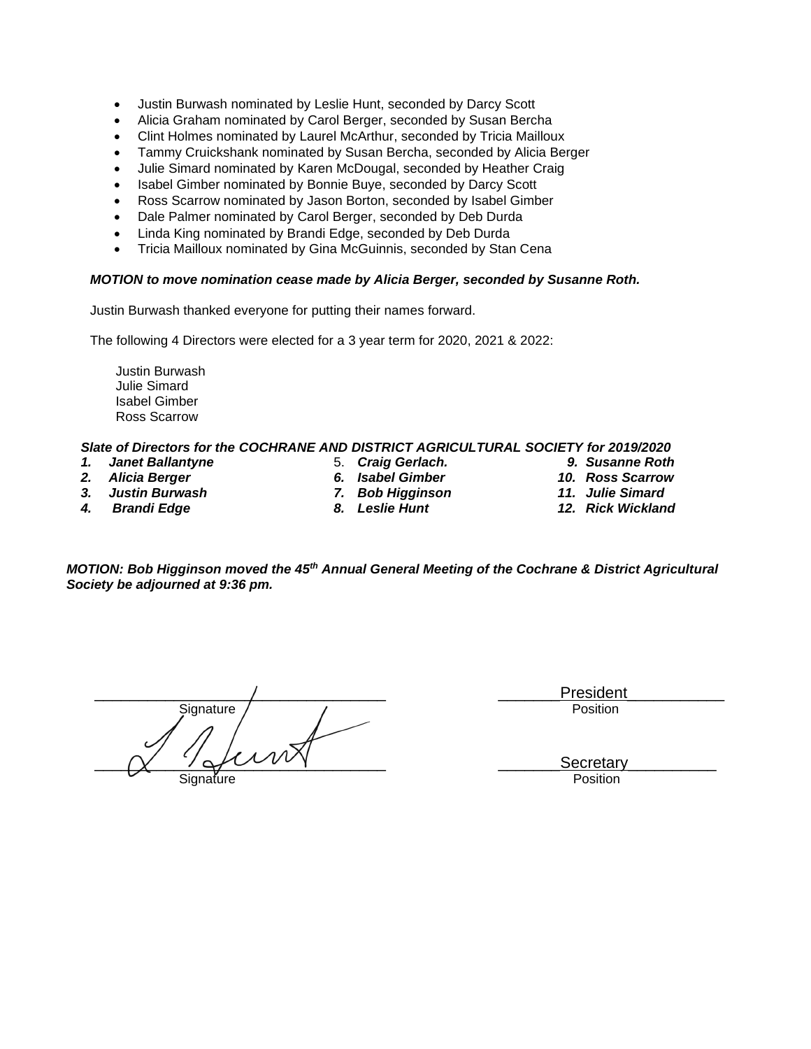- Justin Burwash nominated by Leslie Hunt, seconded by Darcy Scott
- Alicia Graham nominated by Carol Berger, seconded by Susan Bercha
- Clint Holmes nominated by Laurel McArthur, seconded by Tricia Mailloux
- Tammy Cruickshank nominated by Susan Bercha, seconded by Alicia Berger
- Julie Simard nominated by Karen McDougal, seconded by Heather Craig
- Isabel Gimber nominated by Bonnie Buye, seconded by Darcy Scott
- Ross Scarrow nominated by Jason Borton, seconded by Isabel Gimber
- Dale Palmer nominated by Carol Berger, seconded by Deb Durda
- Linda King nominated by Brandi Edge, seconded by Deb Durda
- Tricia Mailloux nominated by Gina McGuinnis, seconded by Stan Cena

***MOTION to move nomination cease made by Alicia Berger, seconded by Susanne Roth.***

Justin Burwash thanked everyone for putting their names forward.

The following 4 Directors were elected for a 3 year term for 2020, 2021 & 2022:

Justin Burwash
Julie Simard
Isabel Gimber
Ross Scarrow

***Slate of Directors for the COCHRANE AND DISTRICT AGRICULTURAL SOCIETY for 2019/2020***

1. ***Janet Ballantyne***
2. ***Alicia Berger***
3. ***Justin Burwash***
4. ***Brandi Edge***
5. ***Craig Gerlach.***
6. ***Isabel Gimber***
7. ***Bob Higginson***
8. ***Leslie Hunt***
9. ***Susanne Roth***
10. ***Ross Scarrow***
11. ***Julie Simard***
12. ***Rick Wickland***

***MOTION: Bob Higginson moved the 45th Annual General Meeting of the Cochrane & District Agricultural Society be adjourned at 9:36 pm.***

| | |
|---|---|
| ______________________ Signature | President Position |
| ______________________ Signature | Secretary Position |